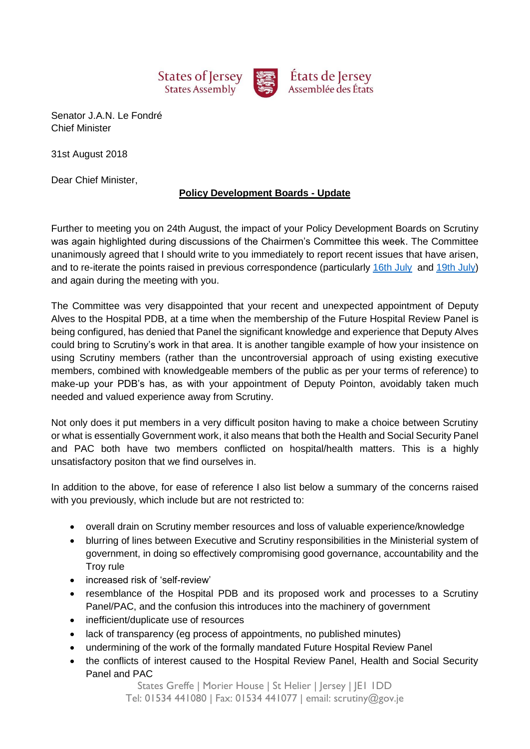States of Jersey
States Assembly

États de Jersey
Assemblée des États

Senator J.A.N. Le Fondré
Chief Minister

31st August 2018

Dear Chief Minister,

**Policy Development Boards - Update**

Further to meeting you on 24th August, the impact of your Policy Development Boards on Scrutiny was again highlighted during discussions of the Chairmen's Committee this week. The Committee unanimously agreed that I should write to you immediately to report recent issues that have arisen, and to re-iterate the points raised in previous correspondence (particularly 16th July and 19th July) and again during the meeting with you.

The Committee was very disappointed that your recent and unexpected appointment of Deputy Alves to the Hospital PDB, at a time when the membership of the Future Hospital Review Panel is being configured, has denied that Panel the significant knowledge and experience that Deputy Alves could bring to Scrutiny's work in that area. It is another tangible example of how your insistence on using Scrutiny members (rather than the uncontroversial approach of using existing executive members, combined with knowledgeable members of the public as per your terms of reference) to make-up your PDB's has, as with your appointment of Deputy Pointon, avoidably taken much needed and valued experience away from Scrutiny.

Not only does it put members in a very difficult positon having to make a choice between Scrutiny or what is essentially Government work, it also means that both the Health and Social Security Panel and PAC both have two members conflicted on hospital/health matters. This is a highly unsatisfactory positon that we find ourselves in.

In addition to the above, for ease of reference I also list below a summary of the concerns raised with you previously, which include but are not restricted to:

- overall drain on Scrutiny member resources and loss of valuable experience/knowledge
- blurring of lines between Executive and Scrutiny responsibilities in the Ministerial system of government, in doing so effectively compromising good governance, accountability and the Troy rule
- increased risk of 'self-review'
- resemblance of the Hospital PDB and its proposed work and processes to a Scrutiny Panel/PAC, and the confusion this introduces into the machinery of government
- inefficient/duplicate use of resources
- lack of transparency (eg process of appointments, no published minutes)
- undermining of the work of the formally mandated Future Hospital Review Panel
- the conflicts of interest caused to the Hospital Review Panel, Health and Social Security Panel and PAC

States Greffe | Morier House | St Helier | Jersey | JE1 1DD
Tel: 01534 441080 | Fax: 01534 441077 | email: scrutiny@gov.je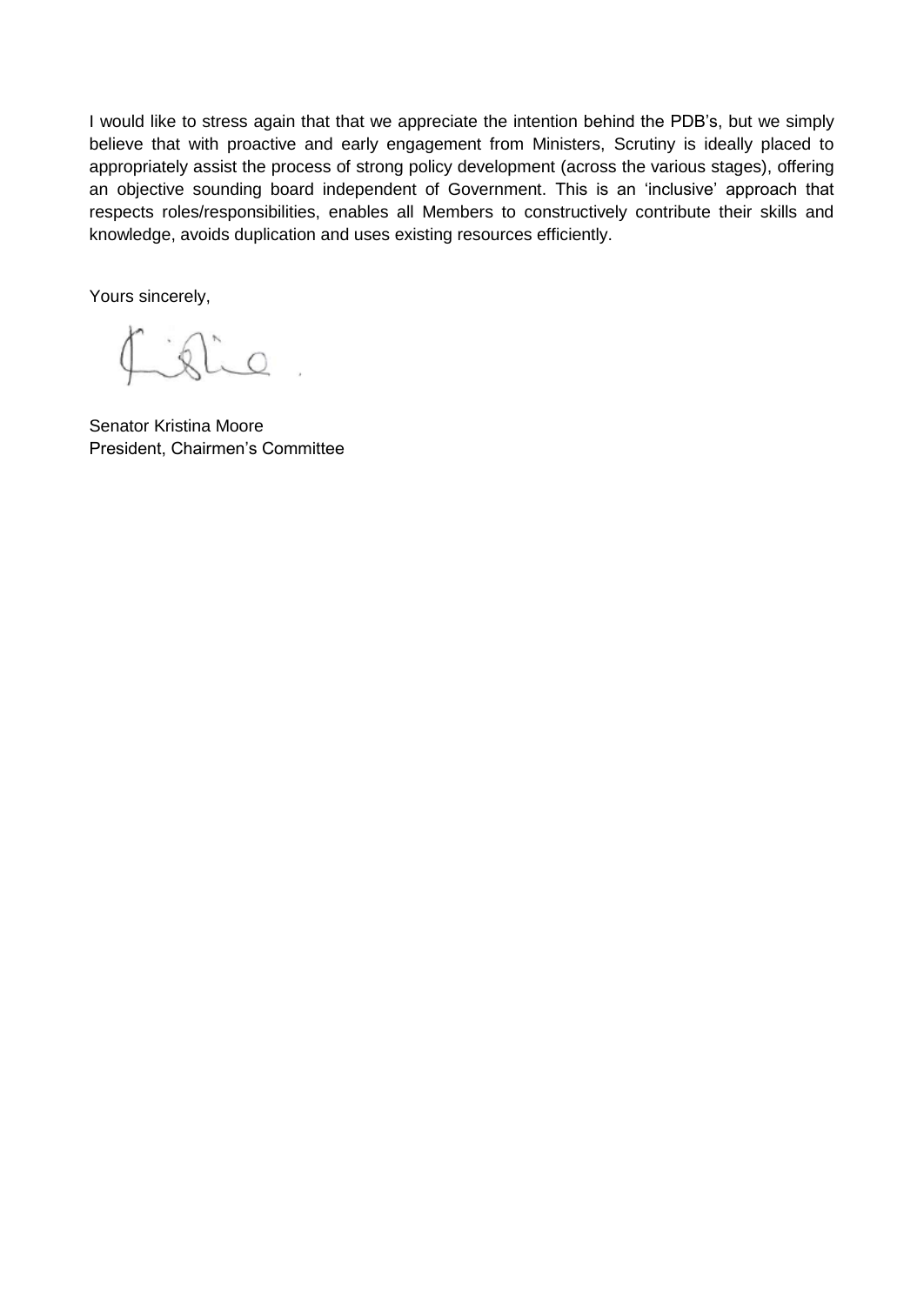I would like to stress again that that we appreciate the intention behind the PDB's, but we simply believe that with proactive and early engagement from Ministers, Scrutiny is ideally placed to appropriately assist the process of strong policy development (across the various stages), offering an objective sounding board independent of Government. This is an 'inclusive' approach that respects roles/responsibilities, enables all Members to constructively contribute their skills and knowledge, avoids duplication and uses existing resources efficiently.

Yours sincerely,

Senator Kristina Moore
President, Chairmen's Committee